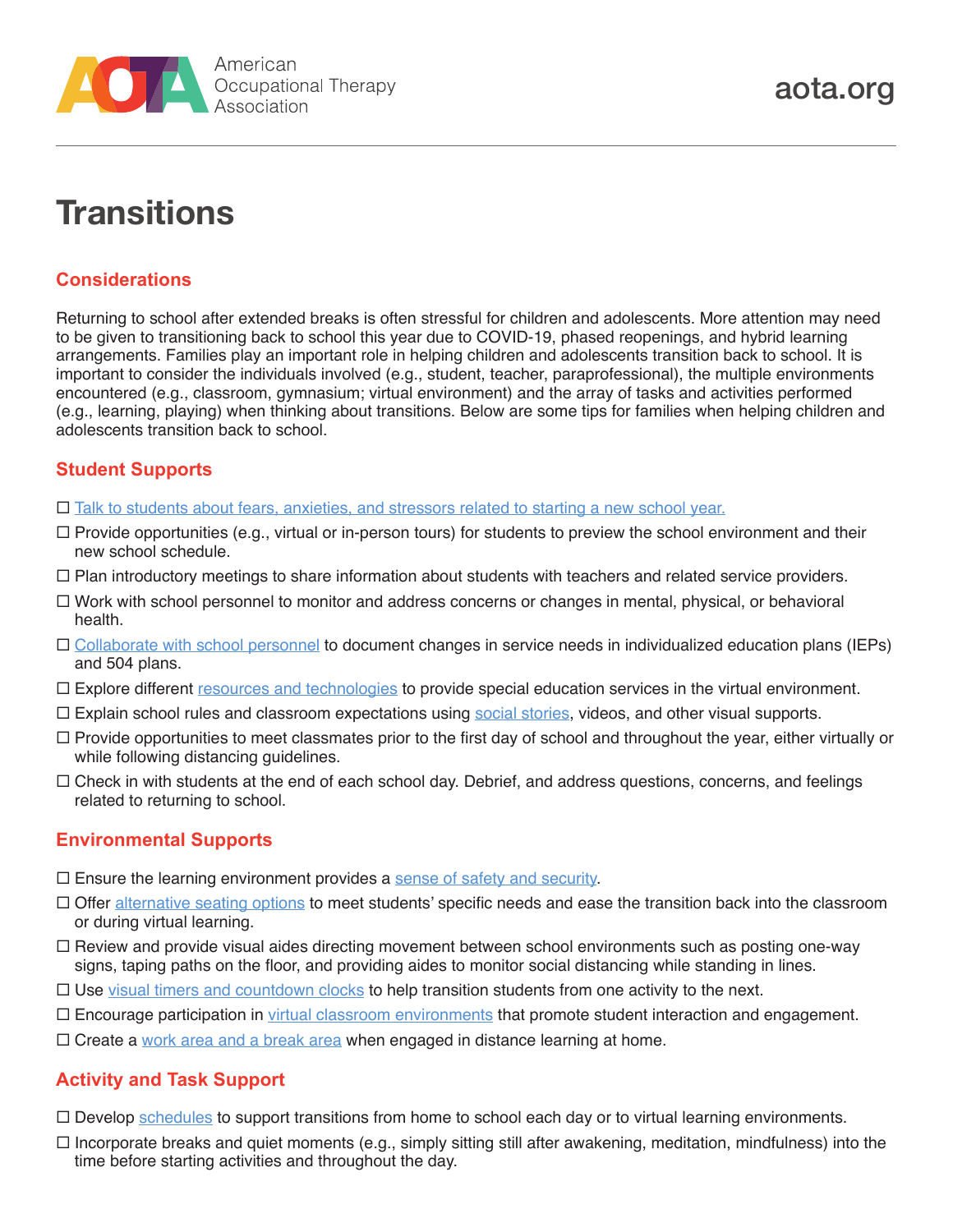# Transitions

## Considerations

Returning to school after extended breaks is often stressful for children and adolescents. More attention may need to be given to transitioning back to school this year due to COVID-19, phased reopenings, and hybrid learning arrangements. Families play an important role in helping children and adolescents transition back to school. It is important to consider the individuals involved (e.g., student, teacher, paraprofessional), the multiple environments encountered (e.g., classroom, gymnasium; virtual environment) and the array of tasks and activities performed (e.g., learning, playing) when thinking about transitions. Below are some tips for families when helping children and adolescents transition back to school.

## Student Supports

- ☐ Talk to students about fears, anxieties, and stressors related to starting a new school year.
- ☐ Provide opportunities (e.g., virtual or in-person tours) for students to preview the school environment and their new school schedule.
- ☐ Plan introductory meetings to share information about students with teachers and related service providers.
- ☐ Work with school personnel to monitor and address concerns or changes in mental, physical, or behavioral health.
- ☐ Collaborate with school personnel to document changes in service needs in individualized education plans (IEPs) and 504 plans.
- ☐ Explore different resources and technologies to provide special education services in the virtual environment.
- ☐ Explain school rules and classroom expectations using social stories, videos, and other visual supports.
- ☐ Provide opportunities to meet classmates prior to the first day of school and throughout the year, either virtually or while following distancing guidelines.
- ☐ Check in with students at the end of each school day. Debrief, and address questions, concerns, and feelings related to returning to school.

## Environmental Supports

- ☐ Ensure the learning environment provides a sense of safety and security.
- ☐ Offer alternative seating options to meet students' specific needs and ease the transition back into the classroom or during virtual learning.
- ☐ Review and provide visual aides directing movement between school environments such as posting one-way signs, taping paths on the floor, and providing aides to monitor social distancing while standing in lines.
- ☐ Use visual timers and countdown clocks to help transition students from one activity to the next.
- ☐ Encourage participation in virtual classroom environments that promote student interaction and engagement.
- ☐ Create a work area and a break area when engaged in distance learning at home.

## Activity and Task Support

- ☐ Develop schedules to support transitions from home to school each day or to virtual learning environments.
- ☐ Incorporate breaks and quiet moments (e.g., simply sitting still after awakening, meditation, mindfulness) into the time before starting activities and throughout the day.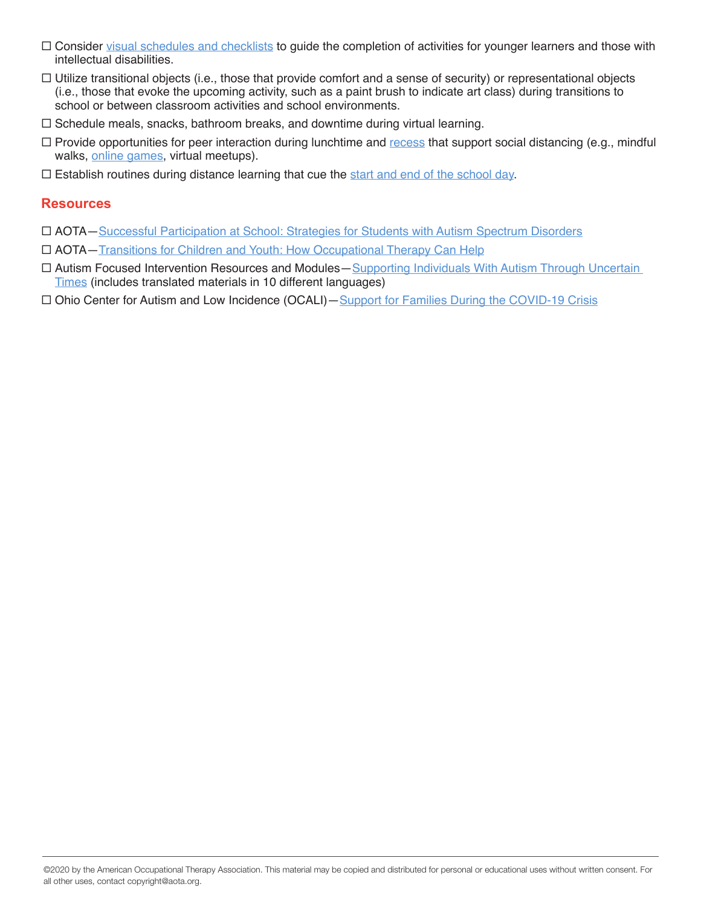☐ Consider [visual schedules and checklists](#) to guide the completion of activities for younger learners and those with intellectual disabilities.

☐ Utilize transitional objects (i.e., those that provide comfort and a sense of security) or representational objects (i.e., those that evoke the upcoming activity, such as a paint brush to indicate art class) during transitions to school or between classroom activities and school environments.

☐ Schedule meals, snacks, bathroom breaks, and downtime during virtual learning.

☐ Provide opportunities for peer interaction during lunchtime and [recess](#) that support social distancing (e.g., mindful walks, [online games](#), virtual meetups).

☐ Establish routines during distance learning that cue the [start and end of the school day](#).

## Resources

☐ AOTA—[Successful Participation at School: Strategies for Students with Autism Spectrum Disorders](#)

☐ AOTA—[Transitions for Children and Youth: How Occupational Therapy Can Help](#)

☐ Autism Focused Intervention Resources and Modules—[Supporting Individuals With Autism Through Uncertain Times](#) (includes translated materials in 10 different languages)

☐ Ohio Center for Autism and Low Incidence (OCALI)—[Support for Families During the COVID-19 Crisis](#)

©2020 by the American Occupational Therapy Association. This material may be copied and distributed for personal or educational uses without written consent. For all other uses, contact copyright@aota.org.